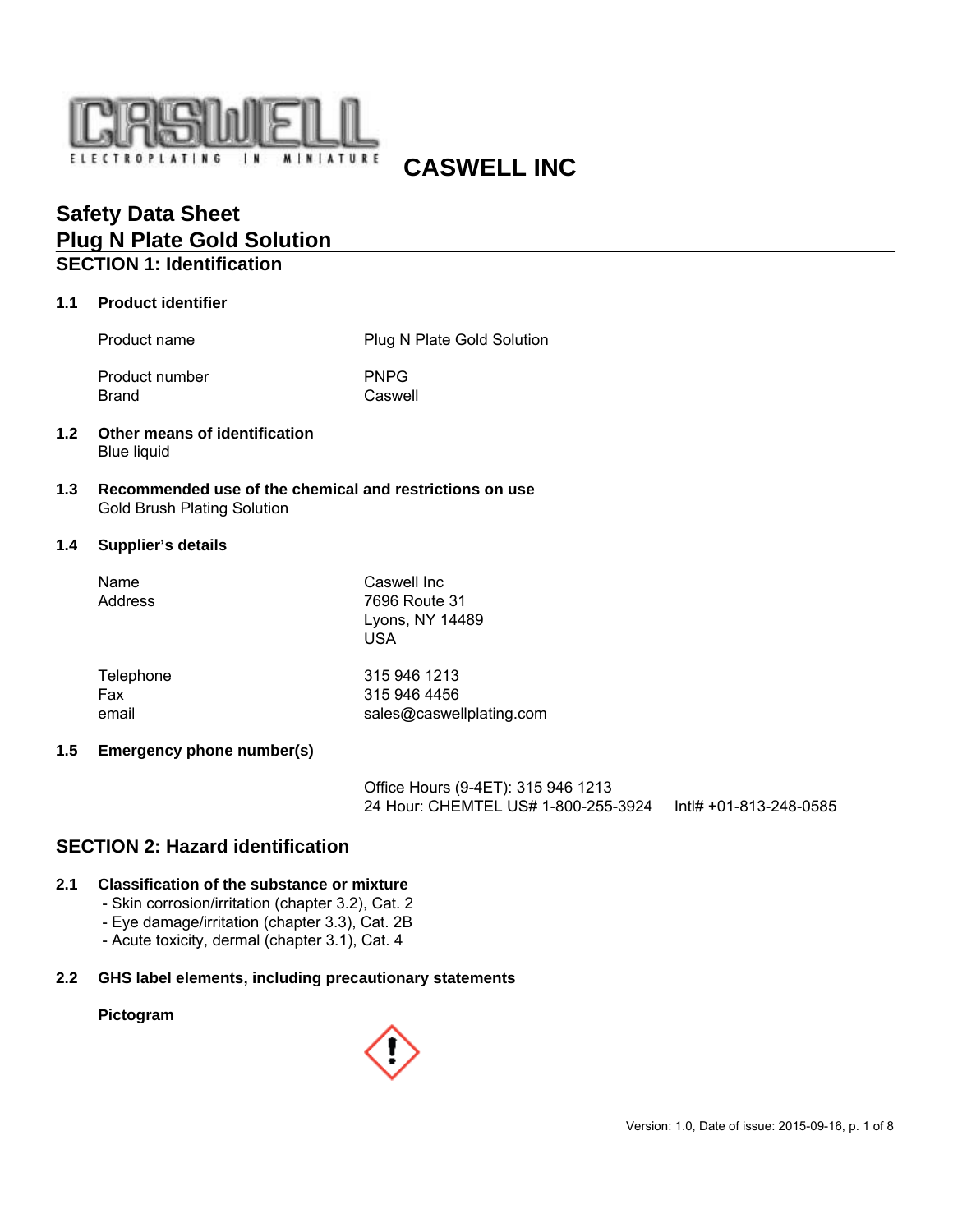CASWELL
ELECTROPLATING IN MINIATURE

**CASWELL INC**

# Safety Data Sheet
# Plug N Plate Gold Solution

## SECTION 1: Identification

### 1.1 Product identifier

| | |
|---|---|
| Product name | Plug N Plate Gold Solution |
| Product number | PNPG |
| Brand | Caswell |

### 1.2 Other means of identification

Blue liquid

### 1.3 Recommended use of the chemical and restrictions on use

Gold Brush Plating Solution

### 1.4 Supplier's details

| | |
|---|---|
| Name | Caswell Inc |
| Address | 7696 Route 31<br>Lyons, NY 14489<br>USA |
| Telephone | 315 946 1213 |
| Fax | 315 946 4456 |
| email | sales@caswellplating.com |

### 1.5 Emergency phone number(s)

Office Hours (9-4ET): 315 946 1213
24 Hour: CHEMTEL US# 1-800-255-3924 Intl# +01-813-248-0585

## SECTION 2: Hazard identification

### 2.1 Classification of the substance or mixture

- Skin corrosion/irritation (chapter 3.2), Cat. 2
- Eye damage/irritation (chapter 3.3), Cat. 2B
- Acute toxicity, dermal (chapter 3.1), Cat. 4

### 2.2 GHS label elements, including precautionary statements

**Pictogram**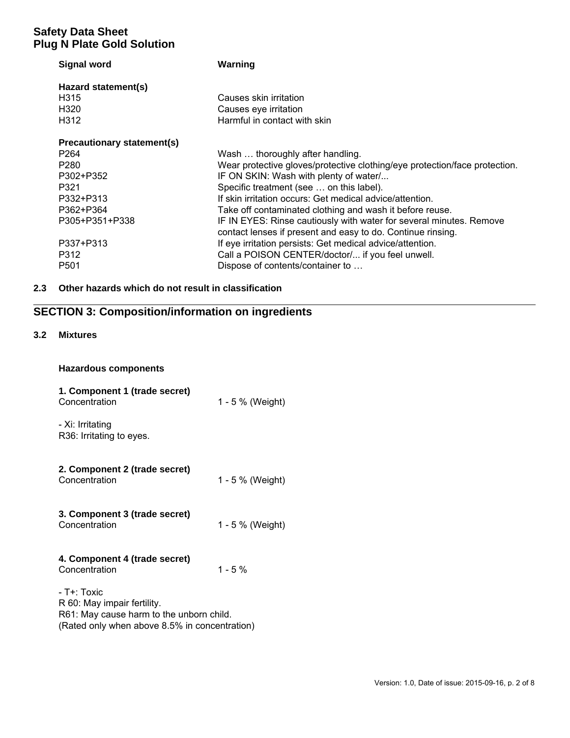**Signal word** **Warning**

| **Hazard statement(s)** | |
|---|---|
| H315 | Causes skin irritation |
| H320 | Causes eye irritation |
| H312 | Harmful in contact with skin |

| **Precautionary statement(s)** | |
|---|---|
| P264 | Wash … thoroughly after handling. |
| P280 | Wear protective gloves/protective clothing/eye protection/face protection. |
| P302+P352 | IF ON SKIN: Wash with plenty of water/... |
| P321 | Specific treatment (see … on this label). |
| P332+P313 | If skin irritation occurs: Get medical advice/attention. |
| P362+P364 | Take off contaminated clothing and wash it before reuse. |
| P305+P351+P338 | IF IN EYES: Rinse cautiously with water for several minutes. Remove contact lenses if present and easy to do. Continue rinsing. |
| P337+P313 | If eye irritation persists: Get medical advice/attention. |
| P312 | Call a POISON CENTER/doctor/... if you feel unwell. |
| P501 | Dispose of contents/container to … |

### 2.3 Other hazards which do not result in classification

## SECTION 3: Composition/information on ingredients

### 3.2 Mixtures

**Hazardous components**

**1. Component 1 (trade secret)**
Concentration 1 - 5 % (Weight)

- Xi: Irritating
R36: Irritating to eyes.

**2. Component 2 (trade secret)**
Concentration 1 - 5 % (Weight)

**3. Component 3 (trade secret)**
Concentration 1 - 5 % (Weight)

**4. Component 4 (trade secret)**
Concentration 1 - 5 %

- T+: Toxic
R 60: May impair fertility.
R61: May cause harm to the unborn child.
(Rated only when above 8.5% in concentration)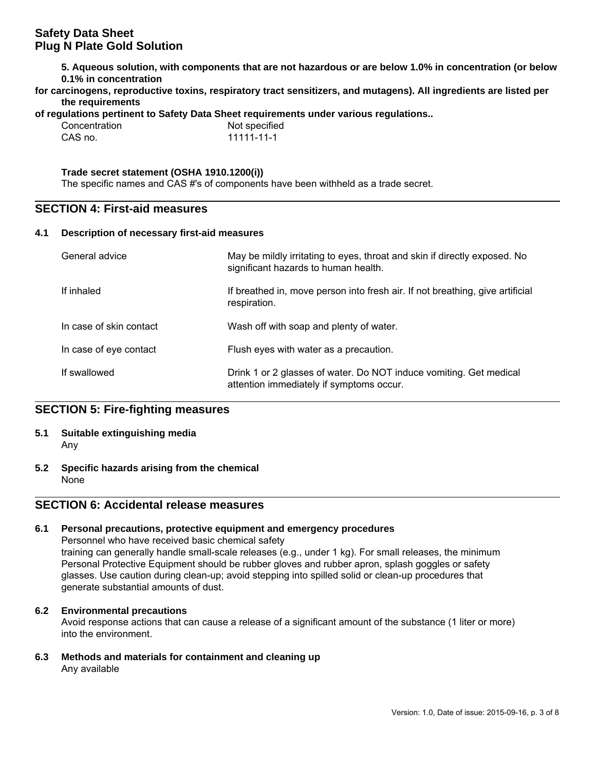**5. Aqueous solution, with components that are not hazardous or are below 1.0% in concentration (or below 0.1% in concentration for carcinogens, reproductive toxins, respiratory tract sensitizers, and mutagens). All ingredients are listed per the requirements of regulations pertinent to Safety Data Sheet requirements under various regulations..**

| | |
|---|---|
| Concentration | Not specified |
| CAS no. | 11111-11-1 |

**Trade secret statement (OSHA 1910.1200(i))**

The specific names and CAS #'s of components have been withheld as a trade secret.

## SECTION 4: First-aid measures

### 4.1 Description of necessary first-aid measures

| | |
|---|---|
| General advice | May be mildly irritating to eyes, throat and skin if directly exposed. No significant hazards to human health. |
| If inhaled | If breathed in, move person into fresh air. If not breathing, give artificial respiration. |
| In case of skin contact | Wash off with soap and plenty of water. |
| In case of eye contact | Flush eyes with water as a precaution. |
| If swallowed | Drink 1 or 2 glasses of water. Do NOT induce vomiting. Get medical attention immediately if symptoms occur. |

## SECTION 5: Fire-fighting measures

### 5.1 Suitable extinguishing media

Any

### 5.2 Specific hazards arising from the chemical

None

## SECTION 6: Accidental release measures

### 6.1 Personal precautions, protective equipment and emergency procedures

Personnel who have received basic chemical safety training can generally handle small-scale releases (e.g., under 1 kg). For small releases, the minimum Personal Protective Equipment should be rubber gloves and rubber apron, splash goggles or safety glasses. Use caution during clean-up; avoid stepping into spilled solid or clean-up procedures that generate substantial amounts of dust.

### 6.2 Environmental precautions

Avoid response actions that can cause a release of a significant amount of the substance (1 liter or more) into the environment.

### 6.3 Methods and materials for containment and cleaning up

Any available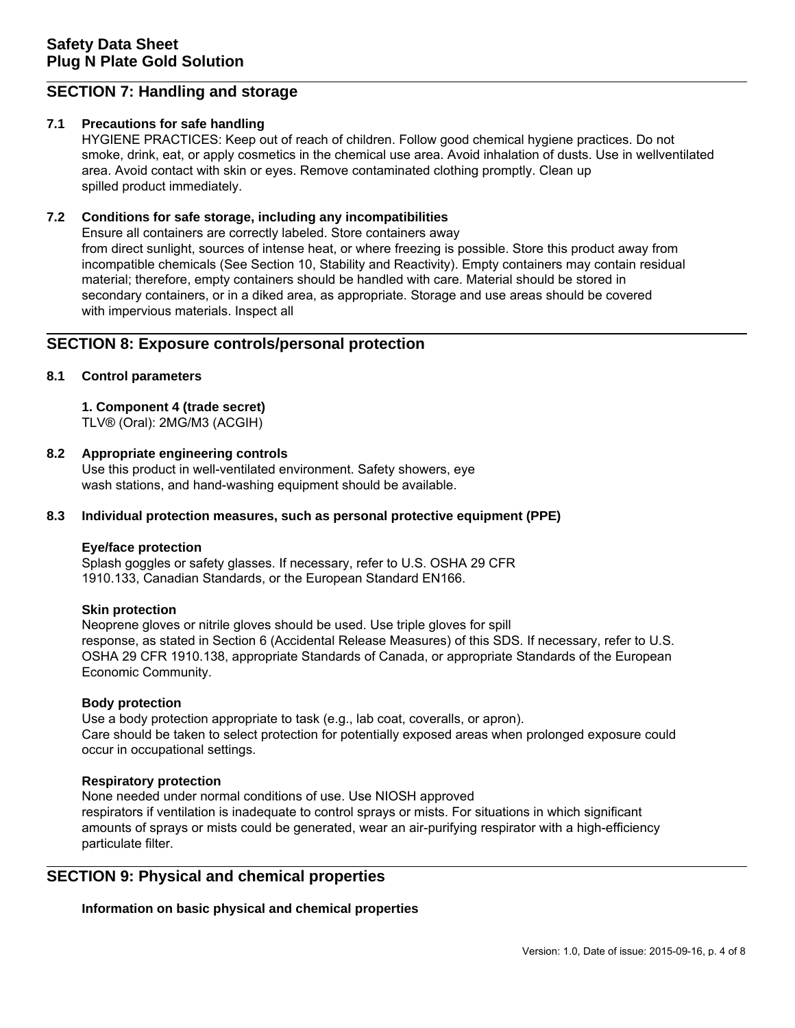## SECTION 7: Handling and storage

### 7.1 Precautions for safe handling

HYGIENE PRACTICES: Keep out of reach of children. Follow good chemical hygiene practices. Do not smoke, drink, eat, or apply cosmetics in the chemical use area. Avoid inhalation of dusts. Use in wellventilated area. Avoid contact with skin or eyes. Remove contaminated clothing promptly. Clean up spilled product immediately.

### 7.2 Conditions for safe storage, including any incompatibilities

Ensure all containers are correctly labeled. Store containers away from direct sunlight, sources of intense heat, or where freezing is possible. Store this product away from incompatible chemicals (See Section 10, Stability and Reactivity). Empty containers may contain residual material; therefore, empty containers should be handled with care. Material should be stored in secondary containers, or in a diked area, as appropriate. Storage and use areas should be covered with impervious materials. Inspect all

## SECTION 8: Exposure controls/personal protection

### 8.1 Control parameters

**1. Component 4 (trade secret)**
TLV® (Oral): 2MG/M3 (ACGIH)

### 8.2 Appropriate engineering controls

Use this product in well-ventilated environment. Safety showers, eye wash stations, and hand-washing equipment should be available.

### 8.3 Individual protection measures, such as personal protective equipment (PPE)

**Eye/face protection**

Splash goggles or safety glasses. If necessary, refer to U.S. OSHA 29 CFR 1910.133, Canadian Standards, or the European Standard EN166.

**Skin protection**

Neoprene gloves or nitrile gloves should be used. Use triple gloves for spill response, as stated in Section 6 (Accidental Release Measures) of this SDS. If necessary, refer to U.S. OSHA 29 CFR 1910.138, appropriate Standards of Canada, or appropriate Standards of the European Economic Community.

**Body protection**

Use a body protection appropriate to task (e.g., lab coat, coveralls, or apron). Care should be taken to select protection for potentially exposed areas when prolonged exposure could occur in occupational settings.

**Respiratory protection**

None needed under normal conditions of use. Use NIOSH approved respirators if ventilation is inadequate to control sprays or mists. For situations in which significant amounts of sprays or mists could be generated, wear an air-purifying respirator with a high-efficiency particulate filter.

## SECTION 9: Physical and chemical properties

**Information on basic physical and chemical properties**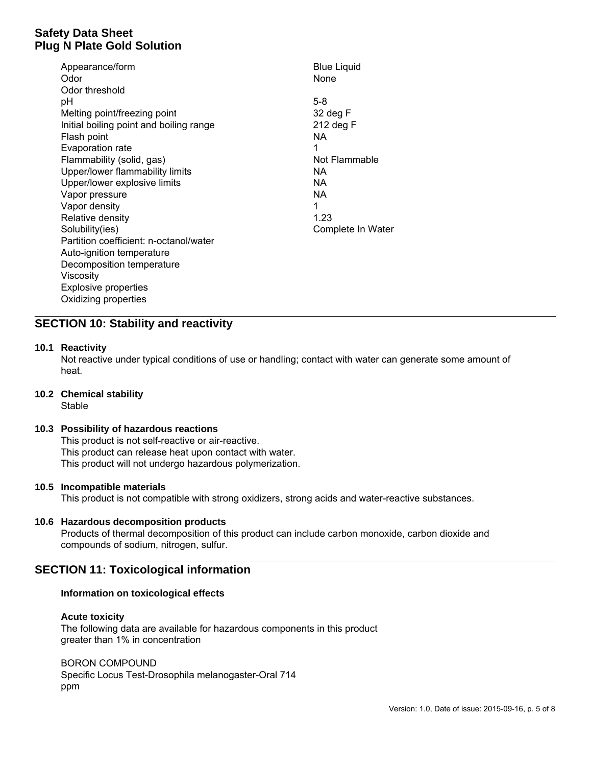| | |
|---|---|
| Appearance/form | Blue Liquid |
| Odor | None |
| Odor threshold | |
| pH | 5-8 |
| Melting point/freezing point | 32 deg F |
| Initial boiling point and boiling range | 212 deg F |
| Flash point | NA |
| Evaporation rate | 1 |
| Flammability (solid, gas) | Not Flammable |
| Upper/lower flammability limits | NA |
| Upper/lower explosive limits | NA |
| Vapor pressure | NA |
| Vapor density | 1 |
| Relative density | 1.23 |
| Solubility(ies) | Complete In Water |
| Partition coefficient: n-octanol/water | |
| Auto-ignition temperature | |
| Decomposition temperature | |
| Viscosity | |
| Explosive properties | |
| Oxidizing properties | |

## SECTION 10: Stability and reactivity

### 10.1 Reactivity

Not reactive under typical conditions of use or handling; contact with water can generate some amount of heat.

### 10.2 Chemical stability

Stable

### 10.3 Possibility of hazardous reactions

This product is not self-reactive or air-reactive.
This product can release heat upon contact with water.
This product will not undergo hazardous polymerization.

### 10.5 Incompatible materials

This product is not compatible with strong oxidizers, strong acids and water-reactive substances.

### 10.6 Hazardous decomposition products

Products of thermal decomposition of this product can include carbon monoxide, carbon dioxide and compounds of sodium, nitrogen, sulfur.

## SECTION 11: Toxicological information

**Information on toxicological effects**

**Acute toxicity**

The following data are available for hazardous components in this product greater than 1% in concentration

BORON COMPOUND
Specific Locus Test-Drosophila melanogaster-Oral 714 ppm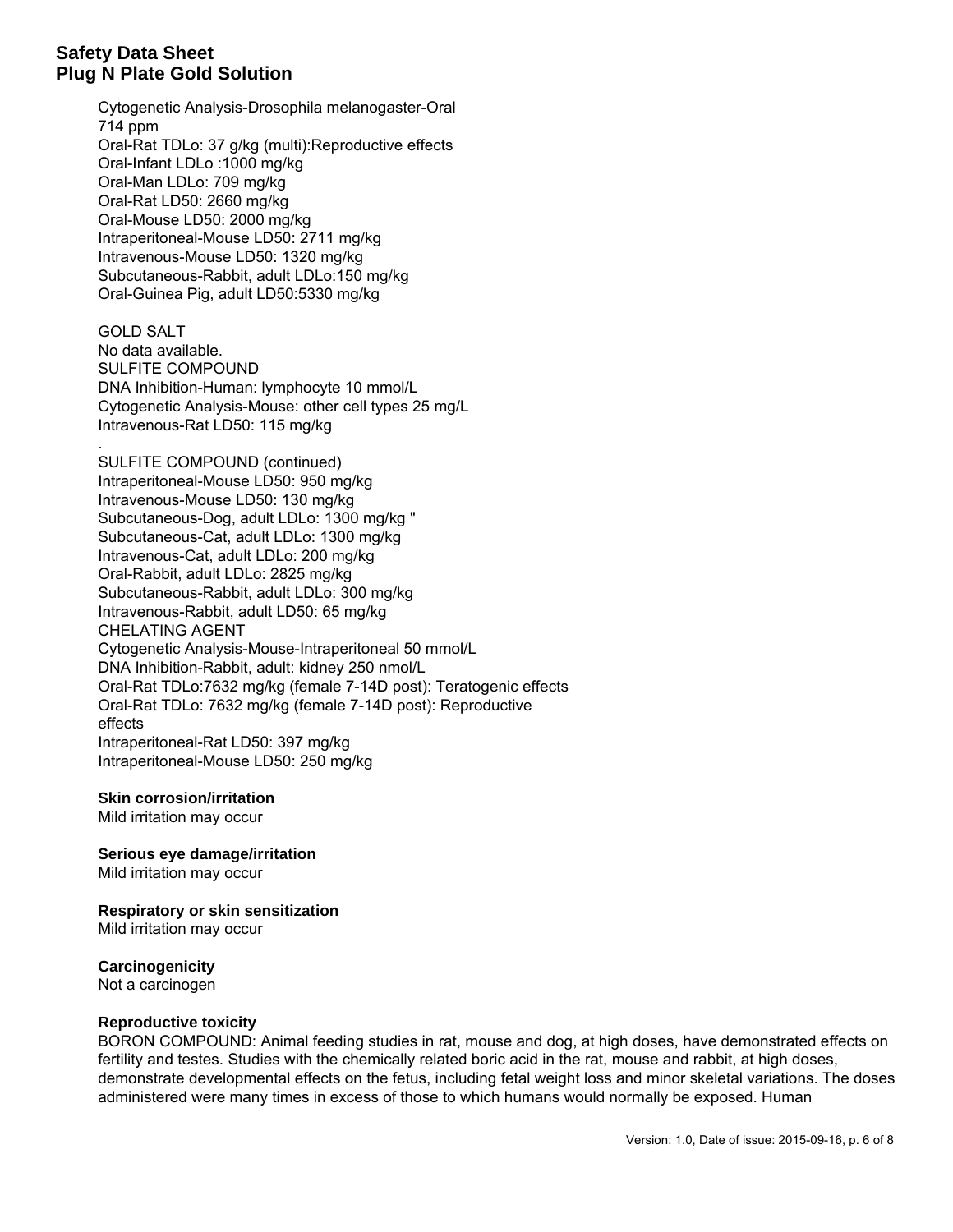Cytogenetic Analysis-Drosophila melanogaster-Oral
714 ppm
Oral-Rat TDLo: 37 g/kg (multi):Reproductive effects
Oral-Infant LDLo :1000 mg/kg
Oral-Man LDLo: 709 mg/kg
Oral-Rat LD50: 2660 mg/kg
Oral-Mouse LD50: 2000 mg/kg
Intraperitoneal-Mouse LD50: 2711 mg/kg
Intravenous-Mouse LD50: 1320 mg/kg
Subcutaneous-Rabbit, adult LDLo:150 mg/kg
Oral-Guinea Pig, adult LD50:5330 mg/kg

GOLD SALT
No data available.
SULFITE COMPOUND
DNA Inhibition-Human: lymphocyte 10 mmol/L
Cytogenetic Analysis-Mouse: other cell types 25 mg/L
Intravenous-Rat LD50: 115 mg/kg

.
SULFITE COMPOUND (continued)
Intraperitoneal-Mouse LD50: 950 mg/kg
Intravenous-Mouse LD50: 130 mg/kg
Subcutaneous-Dog, adult LDLo: 1300 mg/kg "
Subcutaneous-Cat, adult LDLo: 1300 mg/kg
Intravenous-Cat, adult LDLo: 200 mg/kg
Oral-Rabbit, adult LDLo: 2825 mg/kg
Subcutaneous-Rabbit, adult LDLo: 300 mg/kg
Intravenous-Rabbit, adult LD50: 65 mg/kg
CHELATING AGENT
Cytogenetic Analysis-Mouse-Intraperitoneal 50 mmol/L
DNA Inhibition-Rabbit, adult: kidney 250 nmol/L
Oral-Rat TDLo:7632 mg/kg (female 7-14D post): Teratogenic effects
Oral-Rat TDLo: 7632 mg/kg (female 7-14D post): Reproductive effects
Intraperitoneal-Rat LD50: 397 mg/kg
Intraperitoneal-Mouse LD50: 250 mg/kg

**Skin corrosion/irritation**
Mild irritation may occur

**Serious eye damage/irritation**
Mild irritation may occur

**Respiratory or skin sensitization**
Mild irritation may occur

**Carcinogenicity**
Not a carcinogen

**Reproductive toxicity**
BORON COMPOUND: Animal feeding studies in rat, mouse and dog, at high doses, have demonstrated effects on fertility and testes. Studies with the chemically related boric acid in the rat, mouse and rabbit, at high doses, demonstrate developmental effects on the fetus, including fetal weight loss and minor skeletal variations. The doses administered were many times in excess of those to which humans would normally be exposed. Human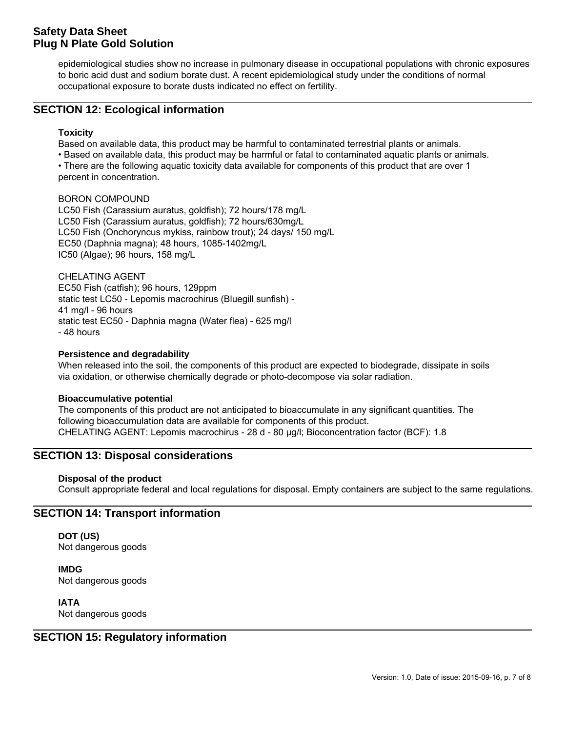epidemiological studies show no increase in pulmonary disease in occupational populations with chronic exposures to boric acid dust and sodium borate dust. A recent epidemiological study under the conditions of normal occupational exposure to borate dusts indicated no effect on fertility.

## SECTION 12: Ecological information

**Toxicity**

Based on available data, this product may be harmful to contaminated terrestrial plants or animals.
• Based on available data, this product may be harmful or fatal to contaminated aquatic plants or animals.
• There are the following aquatic toxicity data available for components of this product that are over 1 percent in concentration.

BORON COMPOUND
LC50 Fish (Carassium auratus, goldfish); 72 hours/178 mg/L
LC50 Fish (Carassium auratus, goldfish); 72 hours/630mg/L
LC50 Fish (Onchoryncus mykiss, rainbow trout); 24 days/ 150 mg/L
EC50 (Daphnia magna); 48 hours, 1085-1402mg/L
IC50 (Algae); 96 hours, 158 mg/L

CHELATING AGENT
EC50 Fish (catfish); 96 hours, 129ppm
static test LC50 - Lepomis macrochirus (Bluegill sunfish) - 41 mg/l - 96 hours
static test EC50 - Daphnia magna (Water flea) - 625 mg/l - 48 hours

**Persistence and degradability**

When released into the soil, the components of this product are expected to biodegrade, dissipate in soils via oxidation, or otherwise chemically degrade or photo-decompose via solar radiation.

**Bioaccumulative potential**

The components of this product are not anticipated to bioaccumulate in any significant quantities. The following bioaccumulation data are available for components of this product.
CHELATING AGENT: Lepomis macrochirus - 28 d - 80 µg/l; Bioconcentration factor (BCF): 1.8

## SECTION 13: Disposal considerations

**Disposal of the product**

Consult appropriate federal and local regulations for disposal. Empty containers are subject to the same regulations.

## SECTION 14: Transport information

**DOT (US)**
Not dangerous goods

**IMDG**
Not dangerous goods

**IATA**
Not dangerous goods

## SECTION 15: Regulatory information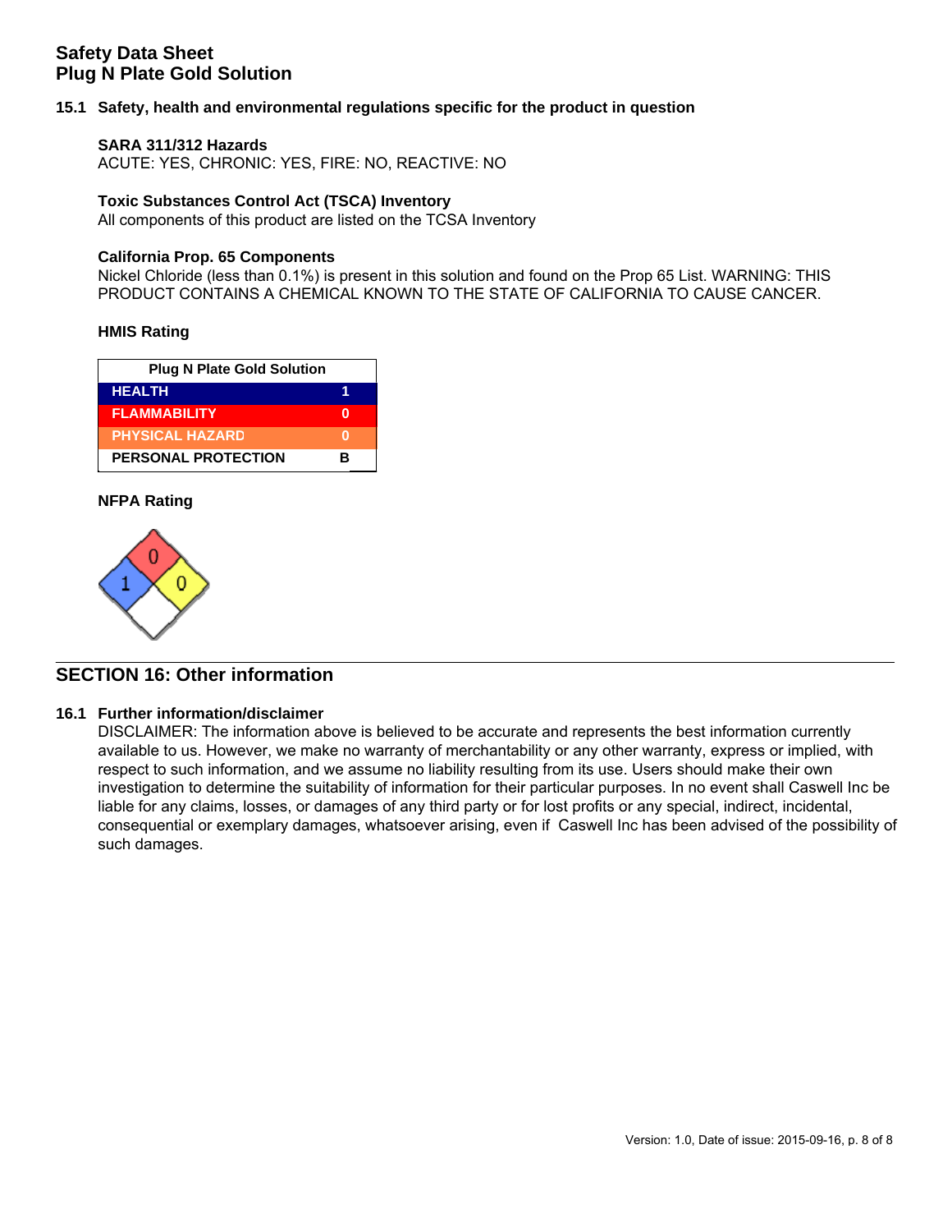**15.1 Safety, health and environmental regulations specific for the product in question**

**SARA 311/312 Hazards**
ACUTE: YES, CHRONIC: YES, FIRE: NO, REACTIVE: NO

**Toxic Substances Control Act (TSCA) Inventory**
All components of this product are listed on the TCSA Inventory

**California Prop. 65 Components**
Nickel Chloride (less than 0.1%) is present in this solution and found on the Prop 65 List. WARNING: THIS PRODUCT CONTAINS A CHEMICAL KNOWN TO THE STATE OF CALIFORNIA TO CAUSE CANCER.

**HMIS Rating**

| Plug N Plate Gold Solution | |
|---|---|
| HEALTH | 1 |
| FLAMMABILITY | 0 |
| PHYSICAL HAZARD | 0 |
| PERSONAL PROTECTION | B |

**NFPA Rating**

0
1
0

## SECTION 16: Other information

**16.1 Further information/disclaimer**
DISCLAIMER: The information above is believed to be accurate and represents the best information currently available to us. However, we make no warranty of merchantability or any other warranty, express or implied, with respect to such information, and we assume no liability resulting from its use. Users should make their own investigation to determine the suitability of information for their particular purposes. In no event shall Caswell Inc be liable for any claims, losses, or damages of any third party or for lost profits or any special, indirect, incidental, consequential or exemplary damages, whatsoever arising, even if Caswell Inc has been advised of the possibility of such damages.